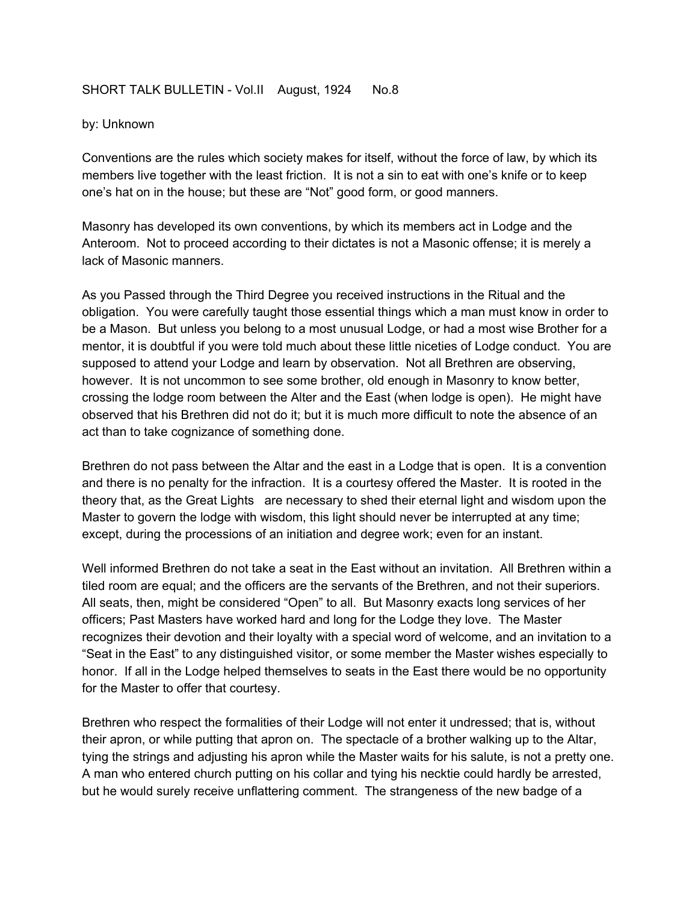SHORT TALK BULLETIN - Vol.II August, 1924 No.8

by: Unknown

Conventions are the rules which society makes for itself, without the force of law, by which its members live together with the least friction. It is not a sin to eat with one's knife or to keep one's hat on in the house; but these are "Not" good form, or good manners.

Masonry has developed its own conventions, by which its members act in Lodge and the Anteroom. Not to proceed according to their dictates is not a Masonic offense; it is merely a lack of Masonic manners.

As you Passed through the Third Degree you received instructions in the Ritual and the obligation. You were carefully taught those essential things which a man must know in order to be a Mason. But unless you belong to a most unusual Lodge, or had a most wise Brother for a mentor, it is doubtful if you were told much about these little niceties of Lodge conduct. You are supposed to attend your Lodge and learn by observation. Not all Brethren are observing, however. It is not uncommon to see some brother, old enough in Masonry to know better, crossing the lodge room between the Alter and the East (when lodge is open). He might have observed that his Brethren did not do it; but it is much more difficult to note the absence of an act than to take cognizance of something done.

Brethren do not pass between the Altar and the east in a Lodge that is open. It is a convention and there is no penalty for the infraction. It is a courtesy offered the Master. It is rooted in the theory that, as the Great Lights are necessary to shed their eternal light and wisdom upon the Master to govern the lodge with wisdom, this light should never be interrupted at any time; except, during the processions of an initiation and degree work; even for an instant.

Well informed Brethren do not take a seat in the East without an invitation. All Brethren within a tiled room are equal; and the officers are the servants of the Brethren, and not their superiors. All seats, then, might be considered "Open" to all. But Masonry exacts long services of her officers; Past Masters have worked hard and long for the Lodge they love. The Master recognizes their devotion and their loyalty with a special word of welcome, and an invitation to a "Seat in the East" to any distinguished visitor, or some member the Master wishes especially to honor. If all in the Lodge helped themselves to seats in the East there would be no opportunity for the Master to offer that courtesy.

Brethren who respect the formalities of their Lodge will not enter it undressed; that is, without their apron, or while putting that apron on. The spectacle of a brother walking up to the Altar, tying the strings and adjusting his apron while the Master waits for his salute, is not a pretty one. A man who entered church putting on his collar and tying his necktie could hardly be arrested, but he would surely receive unflattering comment. The strangeness of the new badge of a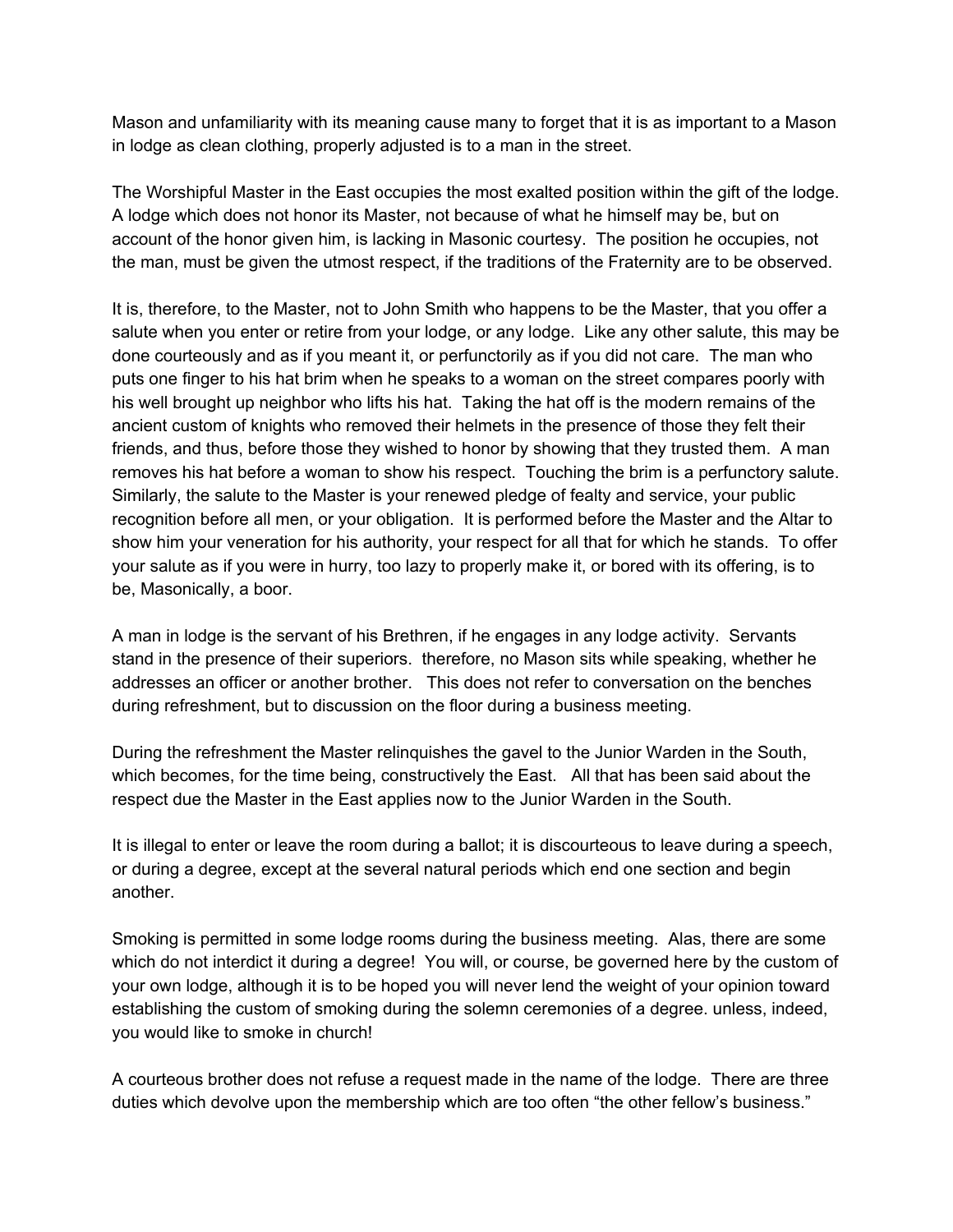Mason and unfamiliarity with its meaning cause many to forget that it is as important to a Mason in lodge as clean clothing, properly adjusted is to a man in the street.

The Worshipful Master in the East occupies the most exalted position within the gift of the lodge. A lodge which does not honor its Master, not because of what he himself may be, but on account of the honor given him, is lacking in Masonic courtesy. The position he occupies, not the man, must be given the utmost respect, if the traditions of the Fraternity are to be observed.

It is, therefore, to the Master, not to John Smith who happens to be the Master, that you offer a salute when you enter or retire from your lodge, or any lodge. Like any other salute, this may be done courteously and as if you meant it, or perfunctorily as if you did not care. The man who puts one finger to his hat brim when he speaks to a woman on the street compares poorly with his well brought up neighbor who lifts his hat. Taking the hat off is the modern remains of the ancient custom of knights who removed their helmets in the presence of those they felt their friends, and thus, before those they wished to honor by showing that they trusted them. A man removes his hat before a woman to show his respect. Touching the brim is a perfunctory salute. Similarly, the salute to the Master is your renewed pledge of fealty and service, your public recognition before all men, or your obligation. It is performed before the Master and the Altar to show him your veneration for his authority, your respect for all that for which he stands. To offer your salute as if you were in hurry, too lazy to properly make it, or bored with its offering, is to be, Masonically, a boor.

A man in lodge is the servant of his Brethren, if he engages in any lodge activity. Servants stand in the presence of their superiors. therefore, no Mason sits while speaking, whether he addresses an officer or another brother. This does not refer to conversation on the benches during refreshment, but to discussion on the floor during a business meeting.

During the refreshment the Master relinquishes the gavel to the Junior Warden in the South, which becomes, for the time being, constructively the East. All that has been said about the respect due the Master in the East applies now to the Junior Warden in the South.

It is illegal to enter or leave the room during a ballot; it is discourteous to leave during a speech, or during a degree, except at the several natural periods which end one section and begin another.

Smoking is permitted in some lodge rooms during the business meeting. Alas, there are some which do not interdict it during a degree! You will, or course, be governed here by the custom of your own lodge, although it is to be hoped you will never lend the weight of your opinion toward establishing the custom of smoking during the solemn ceremonies of a degree. unless, indeed, you would like to smoke in church!

A courteous brother does not refuse a request made in the name of the lodge. There are three duties which devolve upon the membership which are too often "the other fellow's business."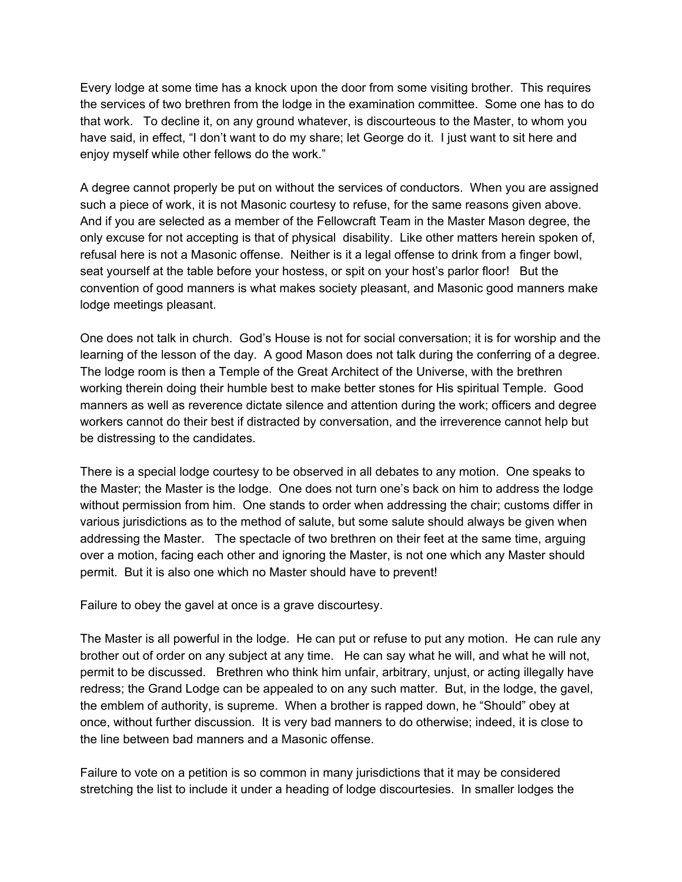Every lodge at some time has a knock upon the door from some visiting brother. This requires the services of two brethren from the lodge in the examination committee. Some one has to do that work. To decline it, on any ground whatever, is discourteous to the Master, to whom you have said, in effect, "I don't want to do my share; let George do it. I just want to sit here and enjoy myself while other fellows do the work."

A degree cannot properly be put on without the services of conductors. When you are assigned such a piece of work, it is not Masonic courtesy to refuse, for the same reasons given above. And if you are selected as a member of the Fellowcraft Team in the Master Mason degree, the only excuse for not accepting is that of physical disability. Like other matters herein spoken of, refusal here is not a Masonic offense. Neither is it a legal offense to drink from a finger bowl, seat yourself at the table before your hostess, or spit on your host's parlor floor! But the convention of good manners is what makes society pleasant, and Masonic good manners make lodge meetings pleasant.

One does not talk in church. God's House is not for social conversation; it is for worship and the learning of the lesson of the day. A good Mason does not talk during the conferring of a degree. The lodge room is then a Temple of the Great Architect of the Universe, with the brethren working therein doing their humble best to make better stones for His spiritual Temple. Good manners as well as reverence dictate silence and attention during the work; officers and degree workers cannot do their best if distracted by conversation, and the irreverence cannot help but be distressing to the candidates.

There is a special lodge courtesy to be observed in all debates to any motion. One speaks to the Master; the Master is the lodge. One does not turn one's back on him to address the lodge without permission from him. One stands to order when addressing the chair; customs differ in various jurisdictions as to the method of salute, but some salute should always be given when addressing the Master. The spectacle of two brethren on their feet at the same time, arguing over a motion, facing each other and ignoring the Master, is not one which any Master should permit. But it is also one which no Master should have to prevent!

Failure to obey the gavel at once is a grave discourtesy.

The Master is all powerful in the lodge. He can put or refuse to put any motion. He can rule any brother out of order on any subject at any time. He can say what he will, and what he will not, permit to be discussed. Brethren who think him unfair, arbitrary, unjust, or acting illegally have redress; the Grand Lodge can be appealed to on any such matter. But, in the lodge, the gavel, the emblem of authority, is supreme. When a brother is rapped down, he "Should" obey at once, without further discussion. It is very bad manners to do otherwise; indeed, it is close to the line between bad manners and a Masonic offense.

Failure to vote on a petition is so common in many jurisdictions that it may be considered stretching the list to include it under a heading of lodge discourtesies. In smaller lodges the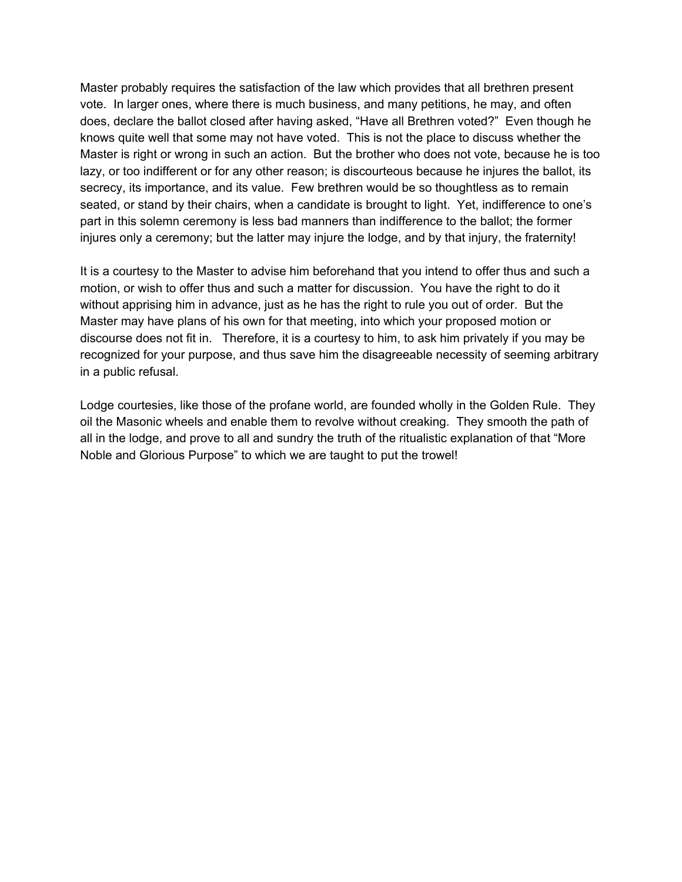Master probably requires the satisfaction of the law which provides that all brethren present vote. In larger ones, where there is much business, and many petitions, he may, and often does, declare the ballot closed after having asked, "Have all Brethren voted?" Even though he knows quite well that some may not have voted. This is not the place to discuss whether the Master is right or wrong in such an action. But the brother who does not vote, because he is too lazy, or too indifferent or for any other reason; is discourteous because he injures the ballot, its secrecy, its importance, and its value. Few brethren would be so thoughtless as to remain seated, or stand by their chairs, when a candidate is brought to light. Yet, indifference to one's part in this solemn ceremony is less bad manners than indifference to the ballot; the former injures only a ceremony; but the latter may injure the lodge, and by that injury, the fraternity!

It is a courtesy to the Master to advise him beforehand that you intend to offer thus and such a motion, or wish to offer thus and such a matter for discussion. You have the right to do it without apprising him in advance, just as he has the right to rule you out of order. But the Master may have plans of his own for that meeting, into which your proposed motion or discourse does not fit in. Therefore, it is a courtesy to him, to ask him privately if you may be recognized for your purpose, and thus save him the disagreeable necessity of seeming arbitrary in a public refusal.

Lodge courtesies, like those of the profane world, are founded wholly in the Golden Rule. They oil the Masonic wheels and enable them to revolve without creaking. They smooth the path of all in the lodge, and prove to all and sundry the truth of the ritualistic explanation of that "More Noble and Glorious Purpose" to which we are taught to put the trowel!